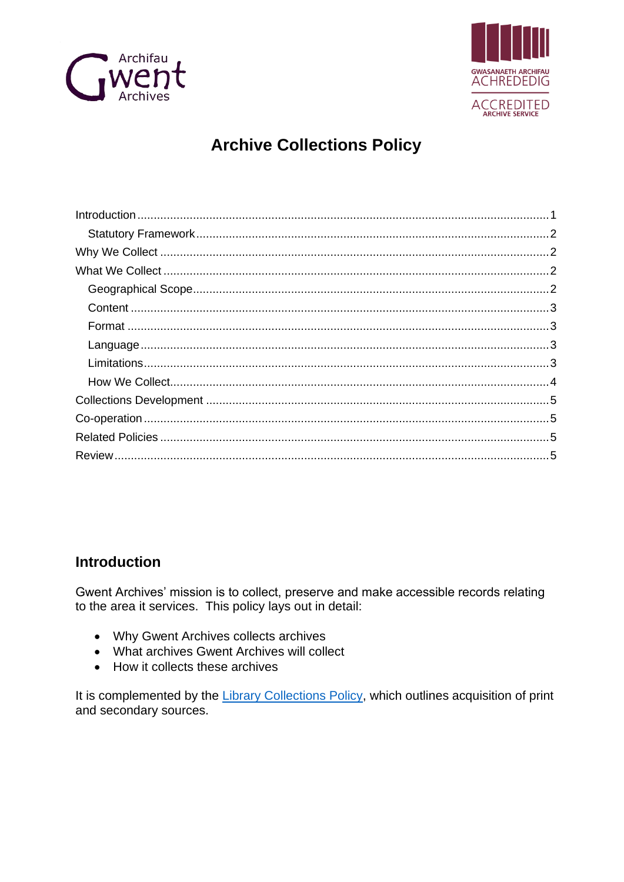# Archive Collections Policy

Introduction .......... 1
  Statutory Framework .......... 2
Why We Collect .......... 2
What We Collect .......... 2
  Geographical Scope .......... 2
  Content .......... 3
  Format .......... 3
  Language .......... 3
  Limitations .......... 3
  How We Collect .......... 4
Collections Development .......... 5
Co-operation .......... 5
Related Policies .......... 5
Review .......... 5

## Introduction

Gwent Archives' mission is to collect, preserve and make accessible records relating to the area it services. This policy lays out in detail:

- Why Gwent Archives collects archives
- What archives Gwent Archives will collect
- How it collects these archives

It is complemented by the Library Collections Policy, which outlines acquisition of print and secondary sources.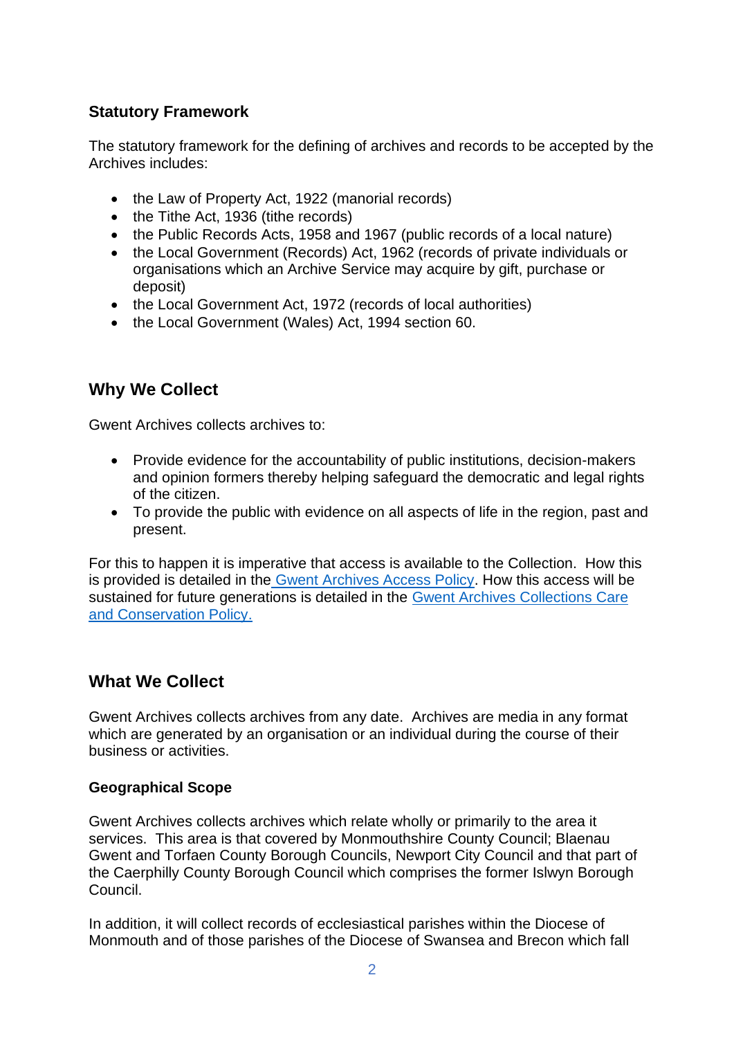### Statutory Framework

The statutory framework for the defining of archives and records to be accepted by the Archives includes:

- the Law of Property Act, 1922 (manorial records)
- the Tithe Act, 1936 (tithe records)
- the Public Records Acts, 1958 and 1967 (public records of a local nature)
- the Local Government (Records) Act, 1962 (records of private individuals or organisations which an Archive Service may acquire by gift, purchase or deposit)
- the Local Government Act, 1972 (records of local authorities)
- the Local Government (Wales) Act, 1994 section 60.

## Why We Collect

Gwent Archives collects archives to:

- Provide evidence for the accountability of public institutions, decision-makers and opinion formers thereby helping safeguard the democratic and legal rights of the citizen.
- To provide the public with evidence on all aspects of life in the region, past and present.

For this to happen it is imperative that access is available to the Collection. How this is provided is detailed in the Gwent Archives Access Policy. How this access will be sustained for future generations is detailed in the Gwent Archives Collections Care and Conservation Policy.

## What We Collect

Gwent Archives collects archives from any date. Archives are media in any format which are generated by an organisation or an individual during the course of their business or activities.

### Geographical Scope

Gwent Archives collects archives which relate wholly or primarily to the area it services. This area is that covered by Monmouthshire County Council; Blaenau Gwent and Torfaen County Borough Councils, Newport City Council and that part of the Caerphilly County Borough Council which comprises the former Islwyn Borough Council.

In addition, it will collect records of ecclesiastical parishes within the Diocese of Monmouth and of those parishes of the Diocese of Swansea and Brecon which fall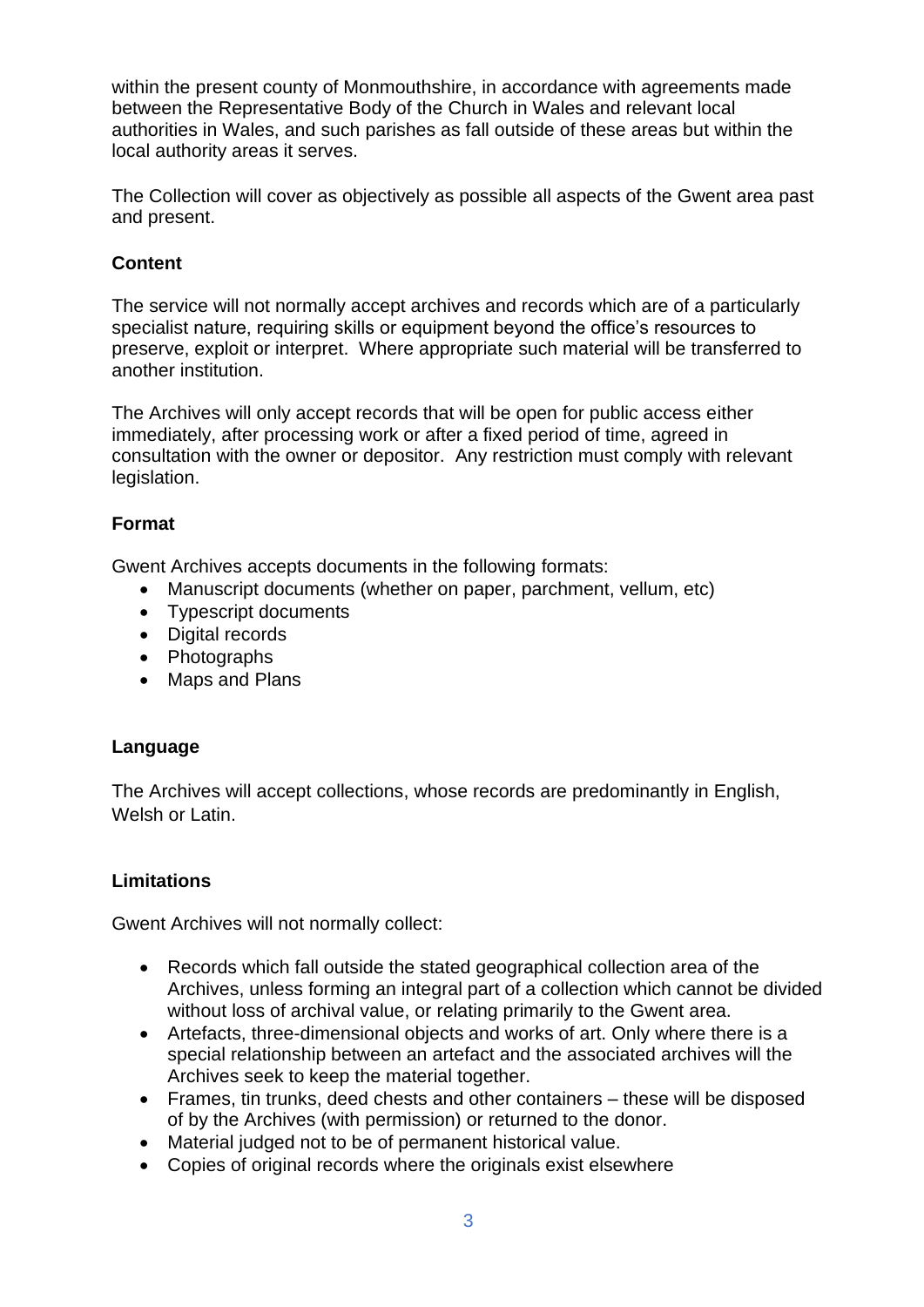within the present county of Monmouthshire, in accordance with agreements made between the Representative Body of the Church in Wales and relevant local authorities in Wales, and such parishes as fall outside of these areas but within the local authority areas it serves.

The Collection will cover as objectively as possible all aspects of the Gwent area past and present.

**Content**

The service will not normally accept archives and records which are of a particularly specialist nature, requiring skills or equipment beyond the office's resources to preserve, exploit or interpret. Where appropriate such material will be transferred to another institution.

The Archives will only accept records that will be open for public access either immediately, after processing work or after a fixed period of time, agreed in consultation with the owner or depositor. Any restriction must comply with relevant legislation.

**Format**

Gwent Archives accepts documents in the following formats:

- Manuscript documents (whether on paper, parchment, vellum, etc)
- Typescript documents
- Digital records
- Photographs
- Maps and Plans

**Language**

The Archives will accept collections, whose records are predominantly in English, Welsh or Latin.

**Limitations**

Gwent Archives will not normally collect:

- Records which fall outside the stated geographical collection area of the Archives, unless forming an integral part of a collection which cannot be divided without loss of archival value, or relating primarily to the Gwent area.
- Artefacts, three-dimensional objects and works of art. Only where there is a special relationship between an artefact and the associated archives will the Archives seek to keep the material together.
- Frames, tin trunks, deed chests and other containers – these will be disposed of by the Archives (with permission) or returned to the donor.
- Material judged not to be of permanent historical value.
- Copies of original records where the originals exist elsewhere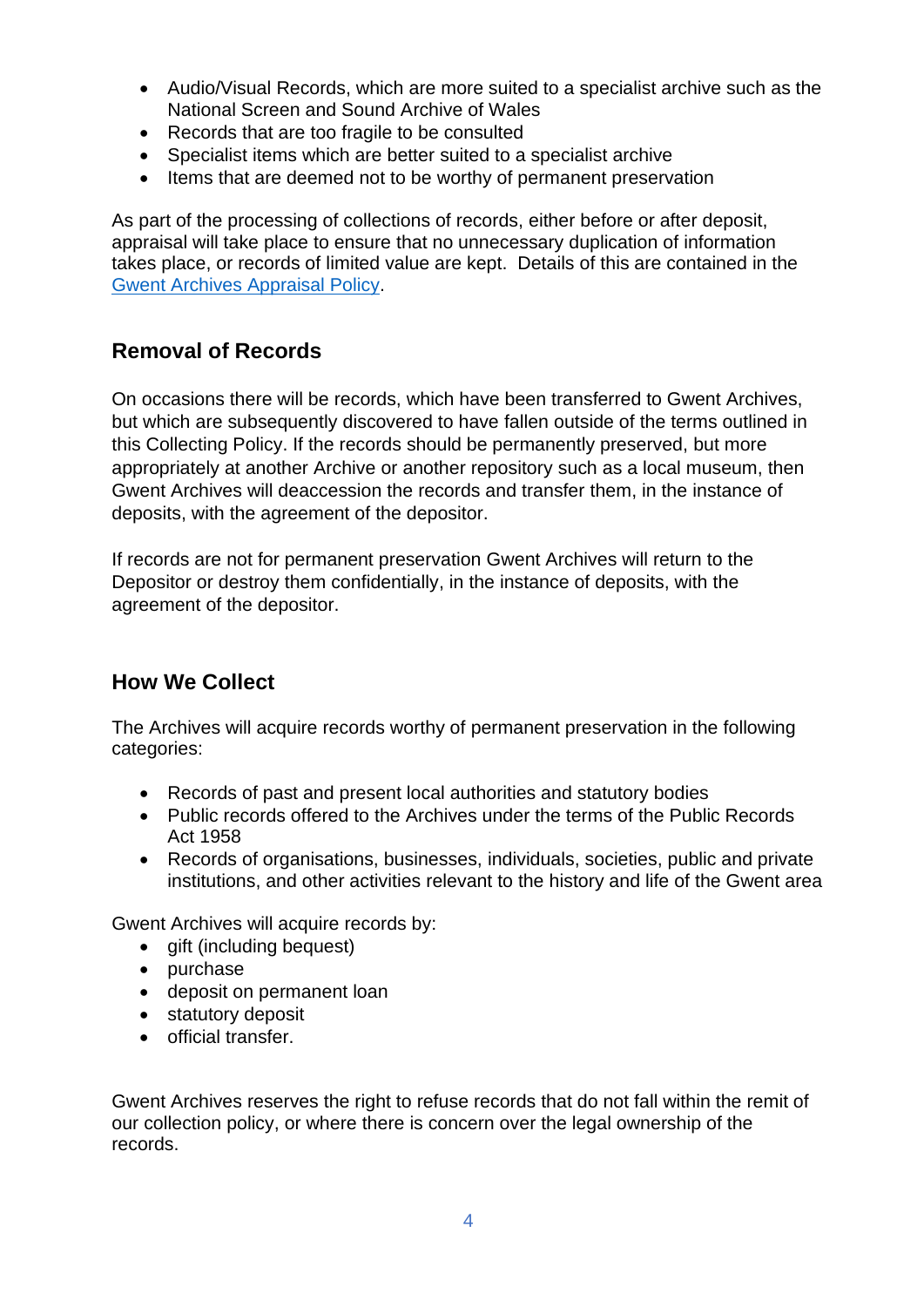- Audio/Visual Records, which are more suited to a specialist archive such as the National Screen and Sound Archive of Wales
- Records that are too fragile to be consulted
- Specialist items which are better suited to a specialist archive
- Items that are deemed not to be worthy of permanent preservation

As part of the processing of collections of records, either before or after deposit, appraisal will take place to ensure that no unnecessary duplication of information takes place, or records of limited value are kept. Details of this are contained in the [Gwent Archives Appraisal Policy](#).

## Removal of Records

On occasions there will be records, which have been transferred to Gwent Archives, but which are subsequently discovered to have fallen outside of the terms outlined in this Collecting Policy. If the records should be permanently preserved, but more appropriately at another Archive or another repository such as a local museum, then Gwent Archives will deaccession the records and transfer them, in the instance of deposits, with the agreement of the depositor.

If records are not for permanent preservation Gwent Archives will return to the Depositor or destroy them confidentially, in the instance of deposits, with the agreement of the depositor.

## How We Collect

The Archives will acquire records worthy of permanent preservation in the following categories:

- Records of past and present local authorities and statutory bodies
- Public records offered to the Archives under the terms of the Public Records Act 1958
- Records of organisations, businesses, individuals, societies, public and private institutions, and other activities relevant to the history and life of the Gwent area

Gwent Archives will acquire records by:

- gift (including bequest)
- purchase
- deposit on permanent loan
- statutory deposit
- official transfer.

Gwent Archives reserves the right to refuse records that do not fall within the remit of our collection policy, or where there is concern over the legal ownership of the records.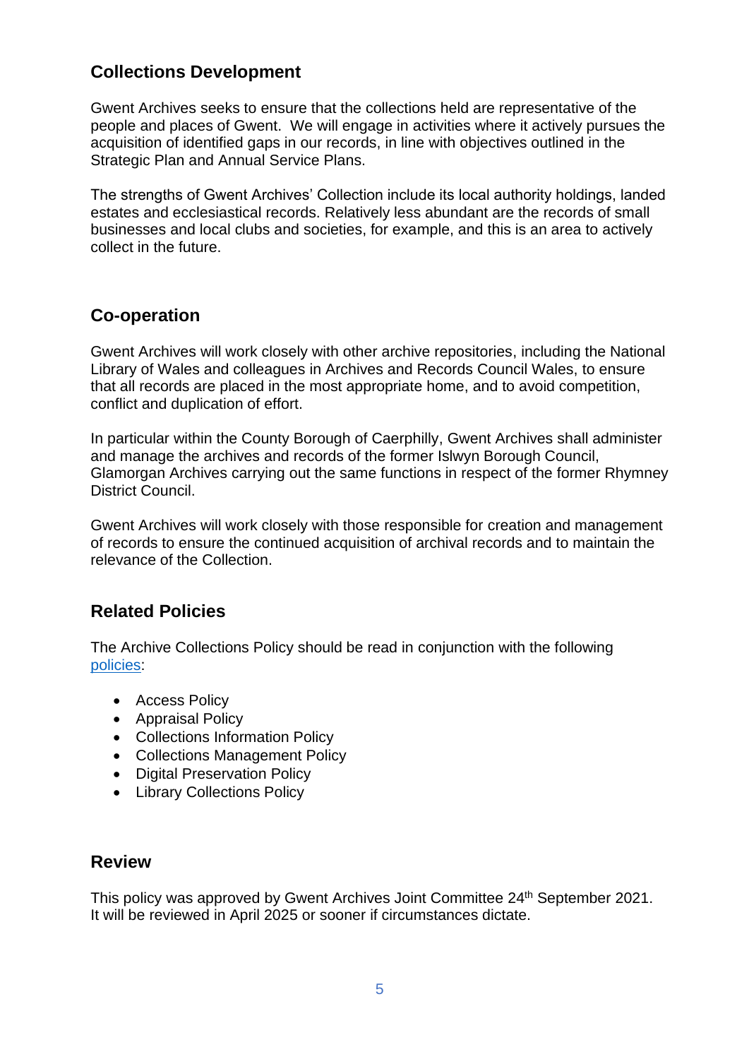## Collections Development

Gwent Archives seeks to ensure that the collections held are representative of the people and places of Gwent. We will engage in activities where it actively pursues the acquisition of identified gaps in our records, in line with objectives outlined in the Strategic Plan and Annual Service Plans.

The strengths of Gwent Archives' Collection include its local authority holdings, landed estates and ecclesiastical records. Relatively less abundant are the records of small businesses and local clubs and societies, for example, and this is an area to actively collect in the future.

## Co-operation

Gwent Archives will work closely with other archive repositories, including the National Library of Wales and colleagues in Archives and Records Council Wales, to ensure that all records are placed in the most appropriate home, and to avoid competition, conflict and duplication of effort.

In particular within the County Borough of Caerphilly, Gwent Archives shall administer and manage the archives and records of the former Islwyn Borough Council, Glamorgan Archives carrying out the same functions in respect of the former Rhymney District Council.

Gwent Archives will work closely with those responsible for creation and management of records to ensure the continued acquisition of archival records and to maintain the relevance of the Collection.

## Related Policies

The Archive Collections Policy should be read in conjunction with the following policies:

- Access Policy
- Appraisal Policy
- Collections Information Policy
- Collections Management Policy
- Digital Preservation Policy
- Library Collections Policy

## Review

This policy was approved by Gwent Archives Joint Committee 24th September 2021. It will be reviewed in April 2025 or sooner if circumstances dictate.